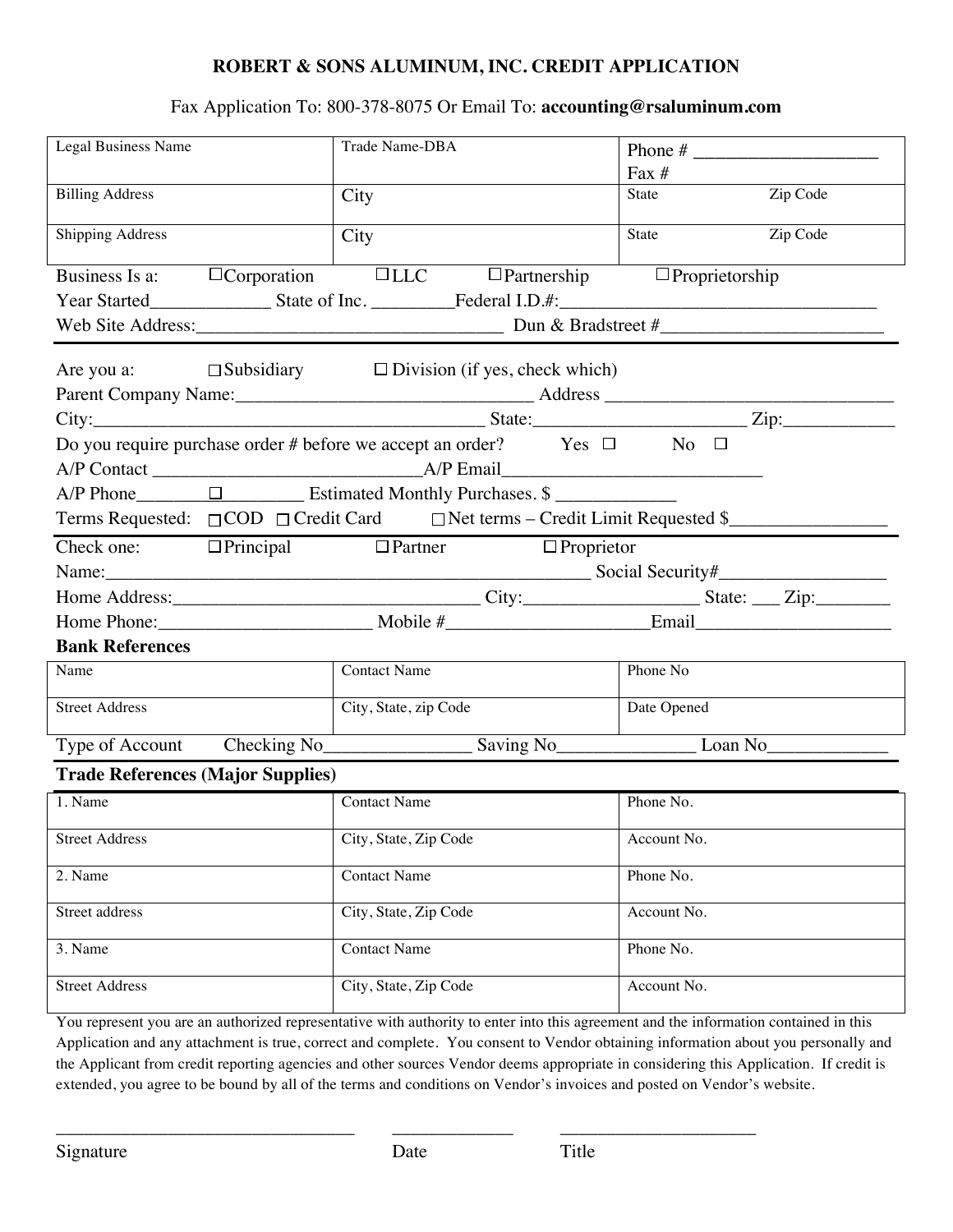# ROBERT & SONS ALUMINUM, INC. CREDIT APPLICATION

Fax Application To: 800-378-8075 Or Email To: **accounting@rsaluminum.com**

| | | |
|---|---|---|
| Legal Business Name | Trade Name-DBA | Phone # ___________________ Fax # |
| Billing Address | City | State Zip Code |
| Shipping Address | City | State Zip Code |

Business Is a: ☐Corporation ☐LLC ☐Partnership ☐Proprietorship

Year Started____________ State of Inc. ________Federal I.D.#:_________________________________

Web Site Address:_________________________________ Dun & Bradstreet #_______________________

Are you a: ☐Subsidiary ☐ Division (if yes, check which)

Parent Company Name:_______________________________ Address ______________________________

City:__________________________________________ State:_____________________ Zip:___________

Do you require purchase order # before we accept an order? Yes ☐ No ☐

A/P Contact ____________________________A/P Email___________________________

A/P Phone________☐_________ Estimated Monthly Purchases. $ ____________

Terms Requested: ☐COD ☐Credit Card ☐Net terms – Credit Limit Requested $________________

Check one: ☐Principal ☐Partner ☐Proprietor

Name:____________________________________________________ Social Security#_________________

Home Address:________________________________ City:__________________ State: ___ Zip:________

Home Phone:______________________ Mobile #_____________________Email____________________

**Bank References**

| | | |
|---|---|---|
| Name | Contact Name | Phone No |
| Street Address | City, State, zip Code | Date Opened |

Type of Account Checking No_______________ Saving No______________ Loan No____________

**Trade References (Major Supplies)**

| | | |
|---|---|---|
| 1. Name | Contact Name | Phone No. |
| Street Address | City, State, Zip Code | Account No. |
| 2. Name | Contact Name | Phone No. |
| Street address | City, State, Zip Code | Account No. |
| 3. Name | Contact Name | Phone No. |
| Street Address | City, State, Zip Code | Account No. |

You represent you are an authorized representative with authority to enter into this agreement and the information contained in this Application and any attachment is true, correct and complete. You consent to Vendor obtaining information about you personally and the Applicant from credit reporting agencies and other sources Vendor deems appropriate in considering this Application. If credit is extended, you agree to be bound by all of the terms and conditions on Vendor's invoices and posted on Vendor's website.

_________________________________ _____________ _____________________

Signature Date Title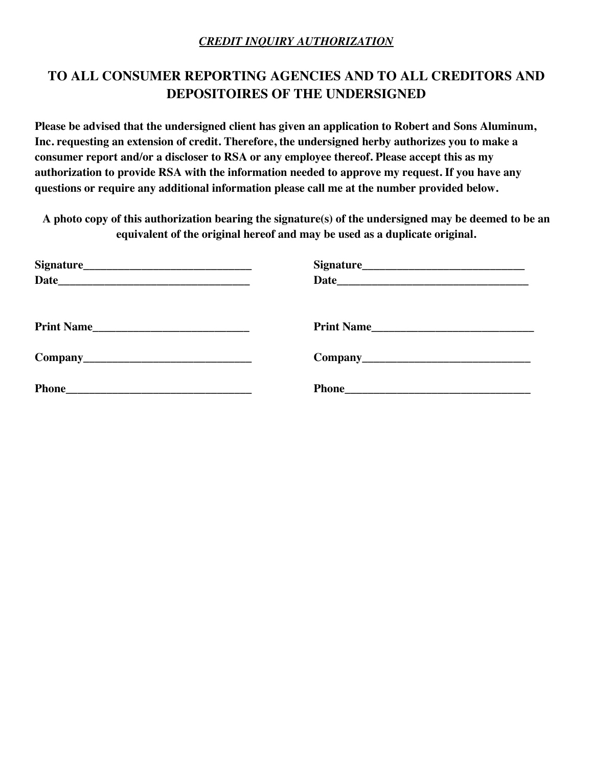***CREDIT INQUIRY AUTHORIZATION***

## TO ALL CONSUMER REPORTING AGENCIES AND TO ALL CREDITORS AND DEPOSITOIRES OF THE UNDERSIGNED

**Please be advised that the undersigned client has given an application to Robert and Sons Aluminum, Inc. requesting an extension of credit. Therefore, the undersigned herby authorizes you to make a consumer report and/or a discloser to RSA or any employee thereof. Please accept this as my authorization to provide RSA with the information needed to approve my request. If you have any questions or require any additional information please call me at the number provided below.**

**A photo copy of this authorization bearing the signature(s) of the undersigned may be deemed to be an equivalent of the original hereof and may be used as a duplicate original.**

**Signature_____________________________**
**Date_________________________________**

**Print Name___________________________**

**Company_____________________________**

**Phone________________________________**

**Signature____________________________**
**Date_________________________________**

**Print Name____________________________**

**Company_____________________________**

**Phone________________________________**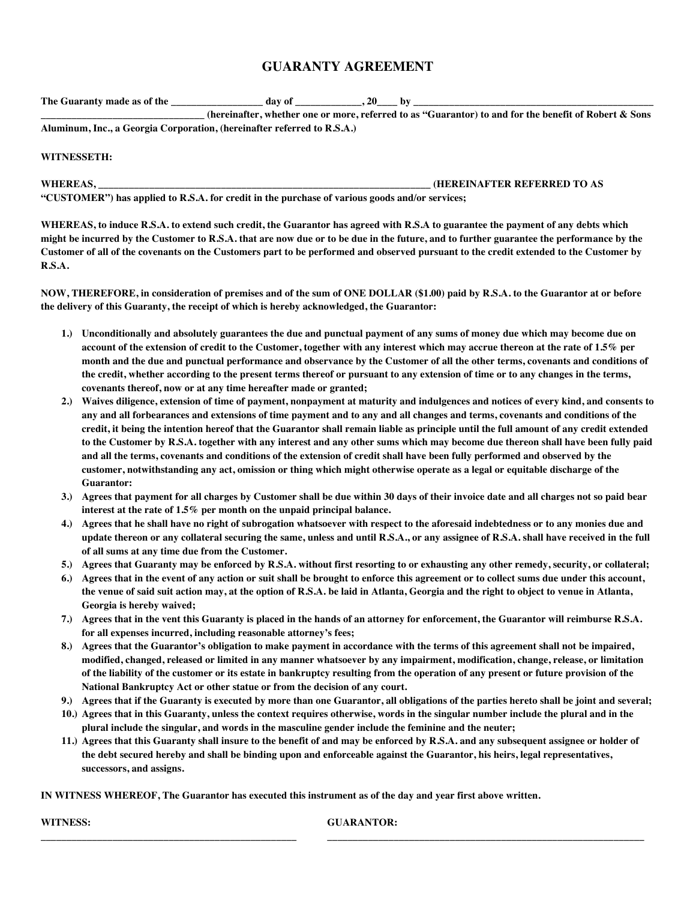# GUARANTY AGREEMENT

**The Guaranty made as of the __________________ day of _____________, 20____ by _________________________________________________ _________________________________ (hereinafter, whether one or more, referred to as "Guarantor) to and for the benefit of Robert & Sons Aluminum, Inc., a Georgia Corporation, (hereinafter referred to R.S.A.)**

**WITNESSETH:**

**WHEREAS, _____________________________________________________________________ (HEREINAFTER REFERRED TO AS "CUSTOMER") has applied to R.S.A. for credit in the purchase of various goods and/or services;**

**WHEREAS, to induce R.S.A. to extend such credit, the Guarantor has agreed with R.S.A to guarantee the payment of any debts which might be incurred by the Customer to R.S.A. that are now due or to be due in the future, and to further guarantee the performance by the Customer of all of the covenants on the Customers part to be performed and observed pursuant to the credit extended to the Customer by R.S.A.**

**NOW, THEREFORE, in consideration of premises and of the sum of ONE DOLLAR ($1.00) paid by R.S.A. to the Guarantor at or before the delivery of this Guaranty, the receipt of which is hereby acknowledged, the Guarantor:**

1.) **Unconditionally and absolutely guarantees the due and punctual payment of any sums of money due which may become due on account of the extension of credit to the Customer, together with any interest which may accrue thereon at the rate of 1.5% per month and the due and punctual performance and observance by the Customer of all the other terms, covenants and conditions of the credit, whether according to the present terms thereof or pursuant to any extension of time or to any changes in the terms, covenants thereof, now or at any time hereafter made or granted;**
2.) **Waives diligence, extension of time of payment, nonpayment at maturity and indulgences and notices of every kind, and consents to any and all forbearances and extensions of time payment and to any and all changes and terms, covenants and conditions of the credit, it being the intention hereof that the Guarantor shall remain liable as principle until the full amount of any credit extended to the Customer by R.S.A. together with any interest and any other sums which may become due thereon shall have been fully paid and all the terms, covenants and conditions of the extension of credit shall have been fully performed and observed by the customer, notwithstanding any act, omission or thing which might otherwise operate as a legal or equitable discharge of the Guarantor:**
3.) **Agrees that payment for all charges by Customer shall be due within 30 days of their invoice date and all charges not so paid bear interest at the rate of 1.5% per month on the unpaid principal balance.**
4.) **Agrees that he shall have no right of subrogation whatsoever with respect to the aforesaid indebtedness or to any monies due and update thereon or any collateral securing the same, unless and until R.S.A., or any assignee of R.S.A. shall have received in the full of all sums at any time due from the Customer.**
5.) **Agrees that Guaranty may be enforced by R.S.A. without first resorting to or exhausting any other remedy, security, or collateral;**
6.) **Agrees that in the event of any action or suit shall be brought to enforce this agreement or to collect sums due under this account, the venue of said suit action may, at the option of R.S.A. be laid in Atlanta, Georgia and the right to object to venue in Atlanta, Georgia is hereby waived;**
7.) **Agrees that in the vent this Guaranty is placed in the hands of an attorney for enforcement, the Guarantor will reimburse R.S.A. for all expenses incurred, including reasonable attorney's fees;**
8.) **Agrees that the Guarantor's obligation to make payment in accordance with the terms of this agreement shall not be impaired, modified, changed, released or limited in any manner whatsoever by any impairment, modification, change, release, or limitation of the liability of the customer or its estate in bankruptcy resulting from the operation of any present or future provision of the National Bankruptcy Act or other statue or from the decision of any court.**
9.) **Agrees that if the Guaranty is executed by more than one Guarantor, all obligations of the parties hereto shall be joint and several;**
10.) **Agrees that in this Guaranty, unless the context requires otherwise, words in the singular number include the plural and in the plural include the singular, and words in the masculine gender include the feminine and the neuter;**
11.) **Agrees that this Guaranty shall insure to the benefit of and may be enforced by R.S.A. and any subsequent assignee or holder of the debt secured hereby and shall be binding upon and enforceable against the Guarantor, his heirs, legal representatives, successors, and assigns.**

**IN WITNESS WHEREOF, The Guarantor has executed this instrument as of the day and year first above written.**

**WITNESS:** _____________________________________________________

**GUARANTOR:** _____________________________________________________